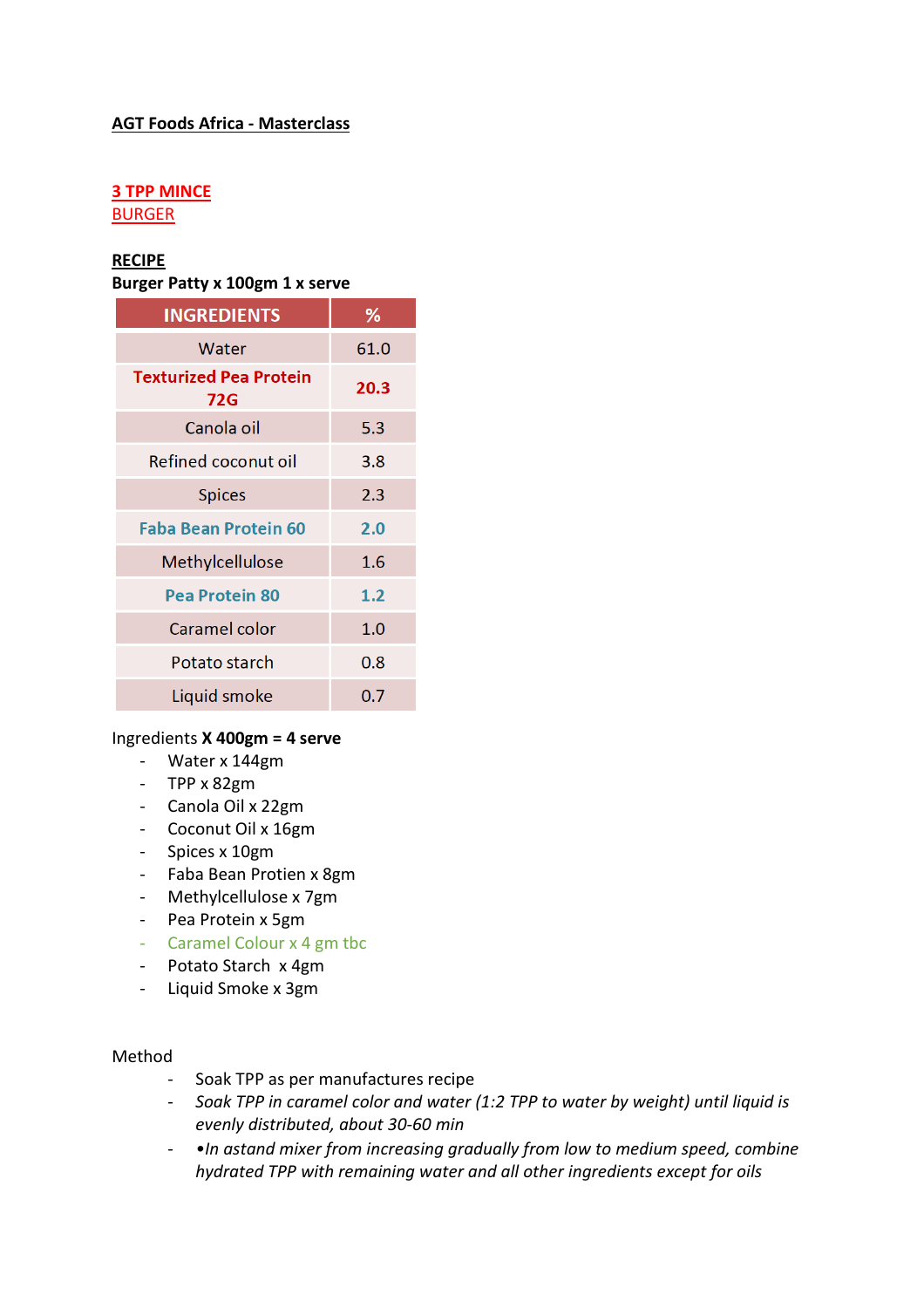# AGT Foods Africa - Masterclass

## 3 TPP MINCE

## BURGER

**RECIPE**

**Burger Patty x 100gm 1 x serve**

| INGREDIENTS | % |
|---|---|
| Water | 61.0 |
| **Texturized Pea Protein 72G** | **20.3** |
| Canola oil | 5.3 |
| Refined coconut oil | 3.8 |
| Spices | 2.3 |
| **Faba Bean Protein 60** | **2.0** |
| Methylcellulose | 1.6 |
| **Pea Protein 80** | **1.2** |
| Caramel color | 1.0 |
| Potato starch | 0.8 |
| Liquid smoke | 0.7 |

Ingredients **X 400gm = 4 serve**

- Water x 144gm
- TPP x 82gm
- Canola Oil x 22gm
- Coconut Oil x 16gm
- Spices x 10gm
- Faba Bean Protien x 8gm
- Methylcellulose x 7gm
- Pea Protein x 5gm
- Caramel Colour x 4 gm tbc
- Potato Starch x 4gm
- Liquid Smoke x 3gm

Method

- Soak TPP as per manufactures recipe
- *Soak TPP in caramel color and water (1:2 TPP to water by weight) until liquid is evenly distributed, about 30-60 min*
- *•In astand mixer from increasing gradually from low to medium speed, combine hydrated TPP with remaining water and all other ingredients except for oils*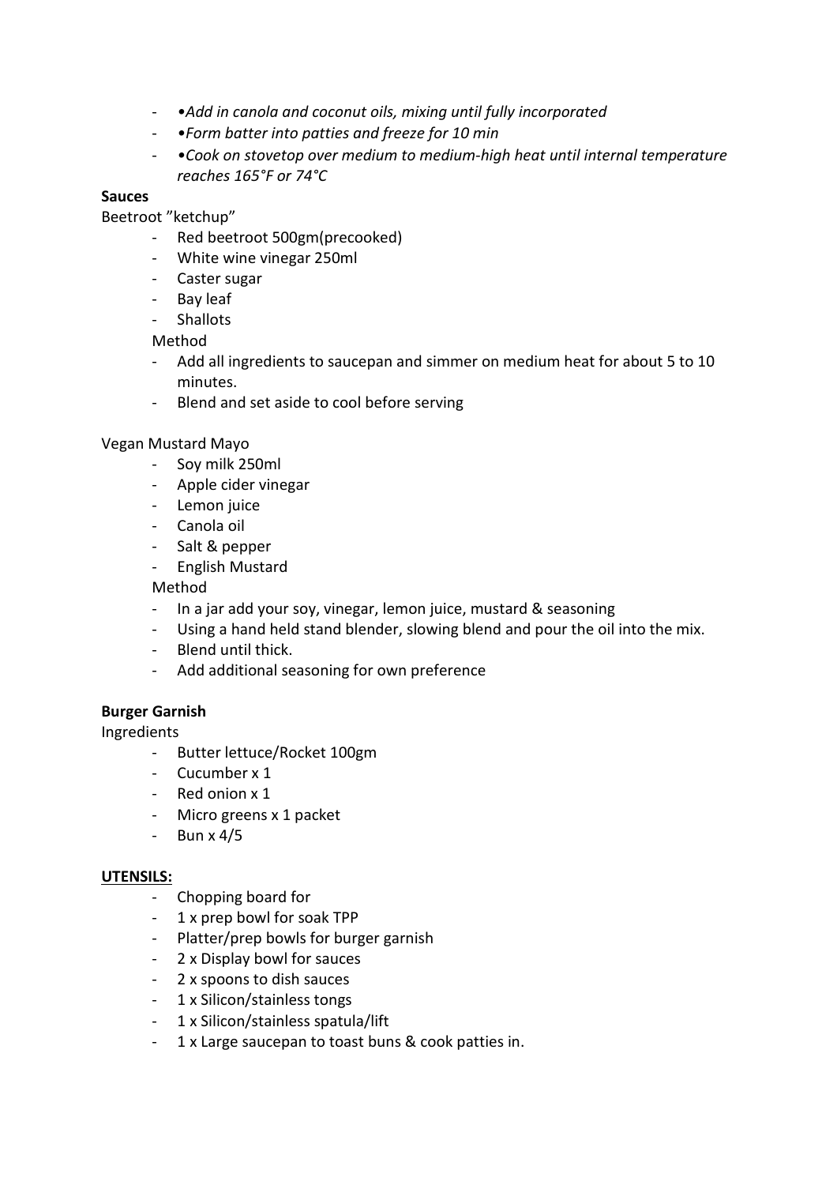- *•Add in canola and coconut oils, mixing until fully incorporated*
- *•Form batter into patties and freeze for 10 min*
- *•Cook on stovetop over medium to medium-high heat until internal temperature reaches 165°F or 74°C*

**Sauces**

Beetroot "ketchup"

- Red beetroot 500gm(precooked)
- White wine vinegar 250ml
- Caster sugar
- Bay leaf
- Shallots

Method

- Add all ingredients to saucepan and simmer on medium heat for about 5 to 10 minutes.
- Blend and set aside to cool before serving

Vegan Mustard Mayo

- Soy milk 250ml
- Apple cider vinegar
- Lemon juice
- Canola oil
- Salt & pepper
- English Mustard

Method

- In a jar add your soy, vinegar, lemon juice, mustard & seasoning
- Using a hand held stand blender, slowing blend and pour the oil into the mix.
- Blend until thick.
- Add additional seasoning for own preference

**Burger Garnish**

Ingredients

- Butter lettuce/Rocket 100gm
- Cucumber x 1
- Red onion x 1
- Micro greens x 1 packet
- Bun x 4/5

**UTENSILS:**

- Chopping board for
- 1 x prep bowl for soak TPP
- Platter/prep bowls for burger garnish
- 2 x Display bowl for sauces
- 2 x spoons to dish sauces
- 1 x Silicon/stainless tongs
- 1 x Silicon/stainless spatula/lift
- 1 x Large saucepan to toast buns & cook patties in.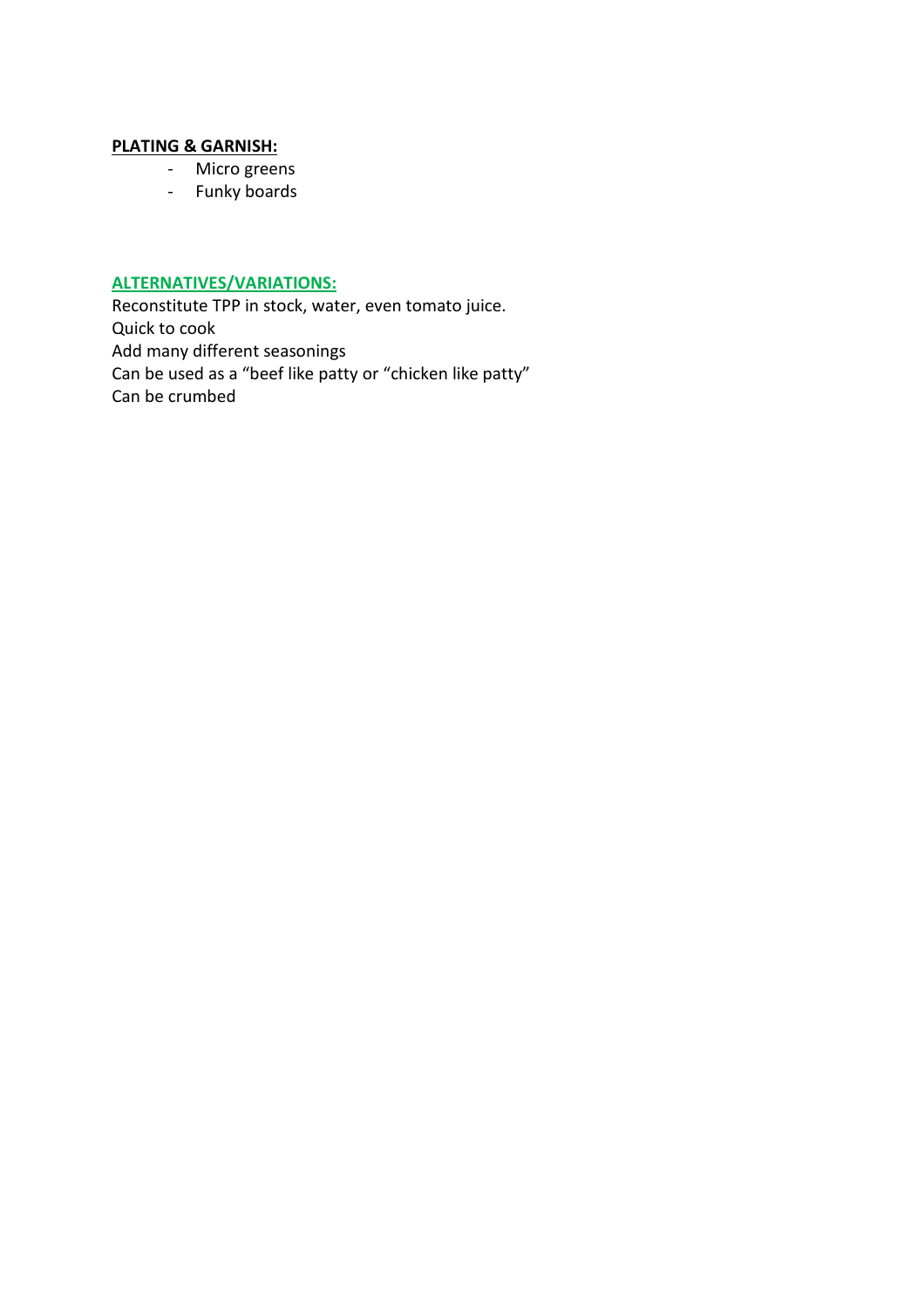**PLATING & GARNISH:**

- Micro greens
- Funky boards

**ALTERNATIVES/VARIATIONS:**

Reconstitute TPP in stock, water, even tomato juice.
Quick to cook
Add many different seasonings
Can be used as a "beef like patty or "chicken like patty"
Can be crumbed